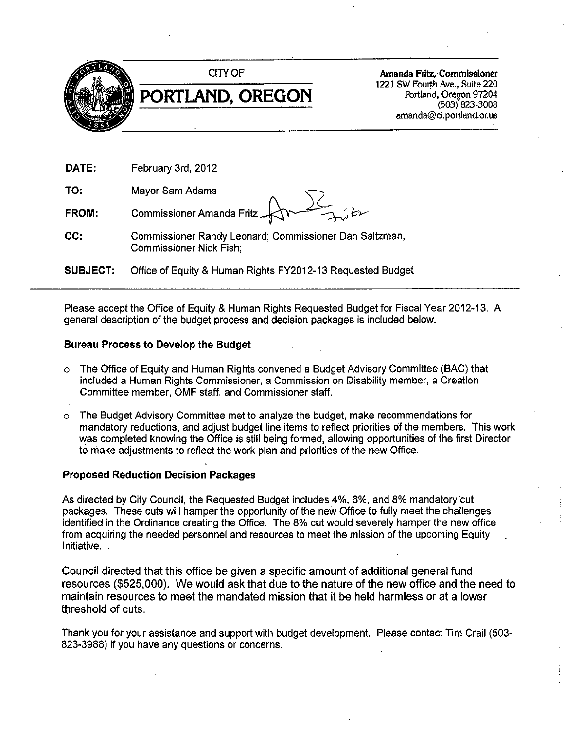CITY OF

# PORTLAND, OREGON

**Amanda Fritz, Commissioner**
1221 SW Fourth Ave., Suite 220
Portland, Oregon 97204
(503) 823-3008
amanda@ci.portland.or.us

**DATE:** February 3rd, 2012

**TO:** Mayor Sam Adams

**FROM:** Commissioner Amanda Fritz

**CC:** Commissioner Randy Leonard; Commissioner Dan Saltzman, Commissioner Nick Fish;

**SUBJECT:** Office of Equity & Human Rights FY2012-13 Requested Budget

---

Please accept the Office of Equity & Human Rights Requested Budget for Fiscal Year 2012-13. A general description of the budget process and decision packages is included below.

**Bureau Process to Develop the Budget**

- The Office of Equity and Human Rights convened a Budget Advisory Committee (BAC) that included a Human Rights Commissioner, a Commission on Disability member, a Creation Committee member, OMF staff, and Commissioner staff.
- The Budget Advisory Committee met to analyze the budget, make recommendations for mandatory reductions, and adjust budget line items to reflect priorities of the members. This work was completed knowing the Office is still being formed, allowing opportunities of the first Director to make adjustments to reflect the work plan and priorities of the new Office.

**Proposed Reduction Decision Packages**

As directed by City Council, the Requested Budget includes 4%, 6%, and 8% mandatory cut packages. These cuts will hamper the opportunity of the new Office to fully meet the challenges identified in the Ordinance creating the Office. The 8% cut would severely hamper the new office from acquiring the needed personnel and resources to meet the mission of the upcoming Equity Initiative. .

Council directed that this office be given a specific amount of additional general fund resources ($525,000). We would ask that due to the nature of the new office and the need to maintain resources to meet the mandated mission that it be held harmless or at a lower threshold of cuts.

Thank you for your assistance and support with budget development. Please contact Tim Crail (503-823-3988) if you have any questions or concerns.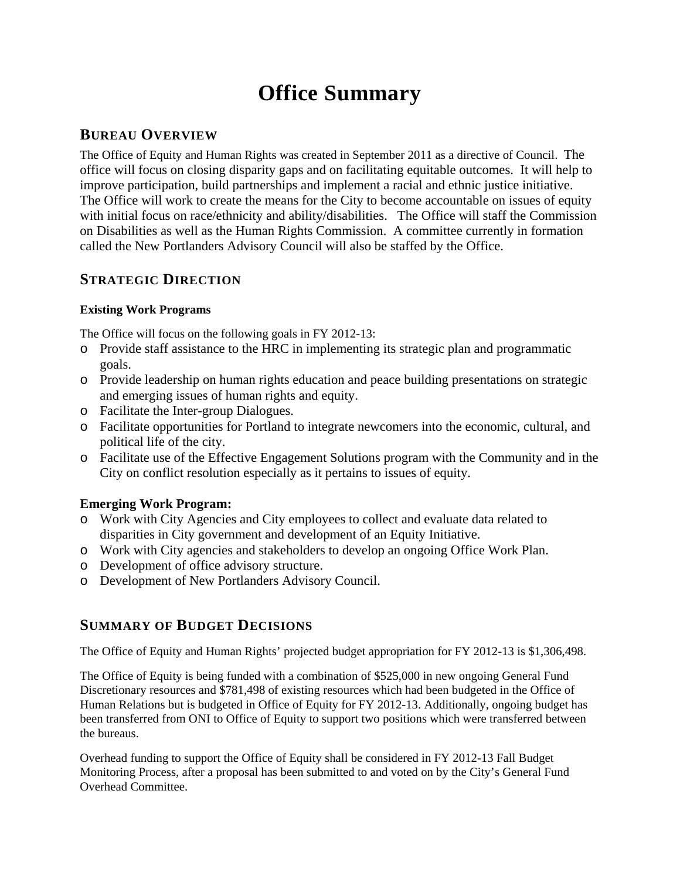# Office Summary

## BUREAU OVERVIEW

The Office of Equity and Human Rights was created in September 2011 as a directive of Council. The office will focus on closing disparity gaps and on facilitating equitable outcomes. It will help to improve participation, build partnerships and implement a racial and ethnic justice initiative. The Office will work to create the means for the City to become accountable on issues of equity with initial focus on race/ethnicity and ability/disabilities. The Office will staff the Commission on Disabilities as well as the Human Rights Commission. A committee currently in formation called the New Portlanders Advisory Council will also be staffed by the Office.

## STRATEGIC DIRECTION

### Existing Work Programs

The Office will focus on the following goals in FY 2012-13:

- Provide staff assistance to the HRC in implementing its strategic plan and programmatic goals.
- Provide leadership on human rights education and peace building presentations on strategic and emerging issues of human rights and equity.
- Facilitate the Inter-group Dialogues.
- Facilitate opportunities for Portland to integrate newcomers into the economic, cultural, and political life of the city.
- Facilitate use of the Effective Engagement Solutions program with the Community and in the City on conflict resolution especially as it pertains to issues of equity.

### Emerging Work Program:

- Work with City Agencies and City employees to collect and evaluate data related to disparities in City government and development of an Equity Initiative.
- Work with City agencies and stakeholders to develop an ongoing Office Work Plan.
- Development of office advisory structure.
- Development of New Portlanders Advisory Council.

## SUMMARY OF BUDGET DECISIONS

The Office of Equity and Human Rights' projected budget appropriation for FY 2012-13 is $1,306,498.

The Office of Equity is being funded with a combination of $525,000 in new ongoing General Fund Discretionary resources and $781,498 of existing resources which had been budgeted in the Office of Human Relations but is budgeted in Office of Equity for FY 2012-13. Additionally, ongoing budget has been transferred from ONI to Office of Equity to support two positions which were transferred between the bureaus.

Overhead funding to support the Office of Equity shall be considered in FY 2012-13 Fall Budget Monitoring Process, after a proposal has been submitted to and voted on by the City's General Fund Overhead Committee.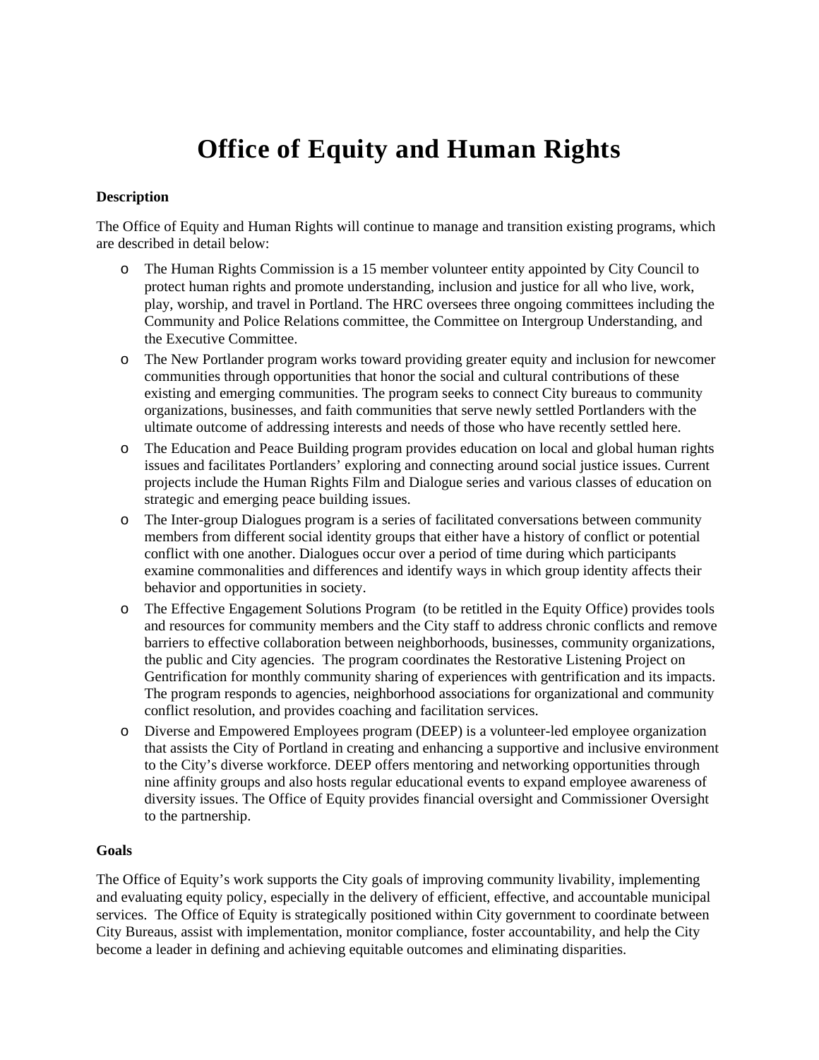# Office of Equity and Human Rights

**Description**

The Office of Equity and Human Rights will continue to manage and transition existing programs, which are described in detail below:

- The Human Rights Commission is a 15 member volunteer entity appointed by City Council to protect human rights and promote understanding, inclusion and justice for all who live, work, play, worship, and travel in Portland. The HRC oversees three ongoing committees including the Community and Police Relations committee, the Committee on Intergroup Understanding, and the Executive Committee.
- The New Portlander program works toward providing greater equity and inclusion for newcomer communities through opportunities that honor the social and cultural contributions of these existing and emerging communities. The program seeks to connect City bureaus to community organizations, businesses, and faith communities that serve newly settled Portlanders with the ultimate outcome of addressing interests and needs of those who have recently settled here.
- The Education and Peace Building program provides education on local and global human rights issues and facilitates Portlanders' exploring and connecting around social justice issues. Current projects include the Human Rights Film and Dialogue series and various classes of education on strategic and emerging peace building issues.
- The Inter-group Dialogues program is a series of facilitated conversations between community members from different social identity groups that either have a history of conflict or potential conflict with one another. Dialogues occur over a period of time during which participants examine commonalities and differences and identify ways in which group identity affects their behavior and opportunities in society.
- The Effective Engagement Solutions Program (to be retitled in the Equity Office) provides tools and resources for community members and the City staff to address chronic conflicts and remove barriers to effective collaboration between neighborhoods, businesses, community organizations, the public and City agencies. The program coordinates the Restorative Listening Project on Gentrification for monthly community sharing of experiences with gentrification and its impacts. The program responds to agencies, neighborhood associations for organizational and community conflict resolution, and provides coaching and facilitation services.
- Diverse and Empowered Employees program (DEEP) is a volunteer-led employee organization that assists the City of Portland in creating and enhancing a supportive and inclusive environment to the City's diverse workforce. DEEP offers mentoring and networking opportunities through nine affinity groups and also hosts regular educational events to expand employee awareness of diversity issues. The Office of Equity provides financial oversight and Commissioner Oversight to the partnership.

**Goals**

The Office of Equity's work supports the City goals of improving community livability, implementing and evaluating equity policy, especially in the delivery of efficient, effective, and accountable municipal services. The Office of Equity is strategically positioned within City government to coordinate between City Bureaus, assist with implementation, monitor compliance, foster accountability, and help the City become a leader in defining and achieving equitable outcomes and eliminating disparities.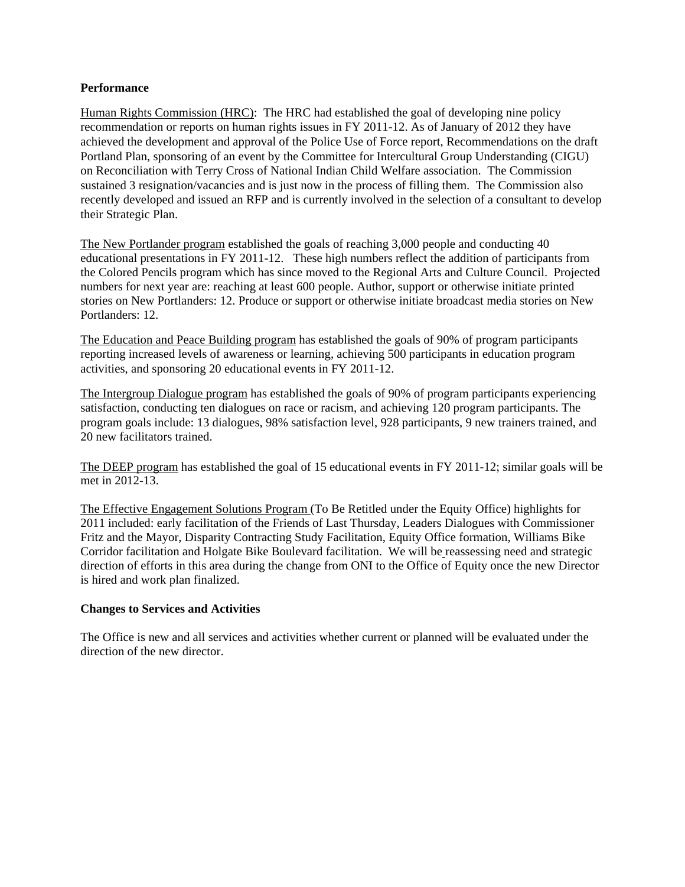**Performance**

Human Rights Commission (HRC): The HRC had established the goal of developing nine policy recommendation or reports on human rights issues in FY 2011-12. As of January of 2012 they have achieved the development and approval of the Police Use of Force report, Recommendations on the draft Portland Plan, sponsoring of an event by the Committee for Intercultural Group Understanding (CIGU) on Reconciliation with Terry Cross of National Indian Child Welfare association. The Commission sustained 3 resignation/vacancies and is just now in the process of filling them. The Commission also recently developed and issued an RFP and is currently involved in the selection of a consultant to develop their Strategic Plan.

The New Portlander program established the goals of reaching 3,000 people and conducting 40 educational presentations in FY 2011-12. These high numbers reflect the addition of participants from the Colored Pencils program which has since moved to the Regional Arts and Culture Council. Projected numbers for next year are: reaching at least 600 people. Author, support or otherwise initiate printed stories on New Portlanders: 12. Produce or support or otherwise initiate broadcast media stories on New Portlanders: 12.

The Education and Peace Building program has established the goals of 90% of program participants reporting increased levels of awareness or learning, achieving 500 participants in education program activities, and sponsoring 20 educational events in FY 2011-12.

The Intergroup Dialogue program has established the goals of 90% of program participants experiencing satisfaction, conducting ten dialogues on race or racism, and achieving 120 program participants. The program goals include: 13 dialogues, 98% satisfaction level, 928 participants, 9 new trainers trained, and 20 new facilitators trained.

The DEEP program has established the goal of 15 educational events in FY 2011-12; similar goals will be met in 2012-13.

The Effective Engagement Solutions Program (To Be Retitled under the Equity Office) highlights for 2011 included: early facilitation of the Friends of Last Thursday, Leaders Dialogues with Commissioner Fritz and the Mayor, Disparity Contracting Study Facilitation, Equity Office formation, Williams Bike Corridor facilitation and Holgate Bike Boulevard facilitation. We will be reassessing need and strategic direction of efforts in this area during the change from ONI to the Office of Equity once the new Director is hired and work plan finalized.

**Changes to Services and Activities**

The Office is new and all services and activities whether current or planned will be evaluated under the direction of the new director.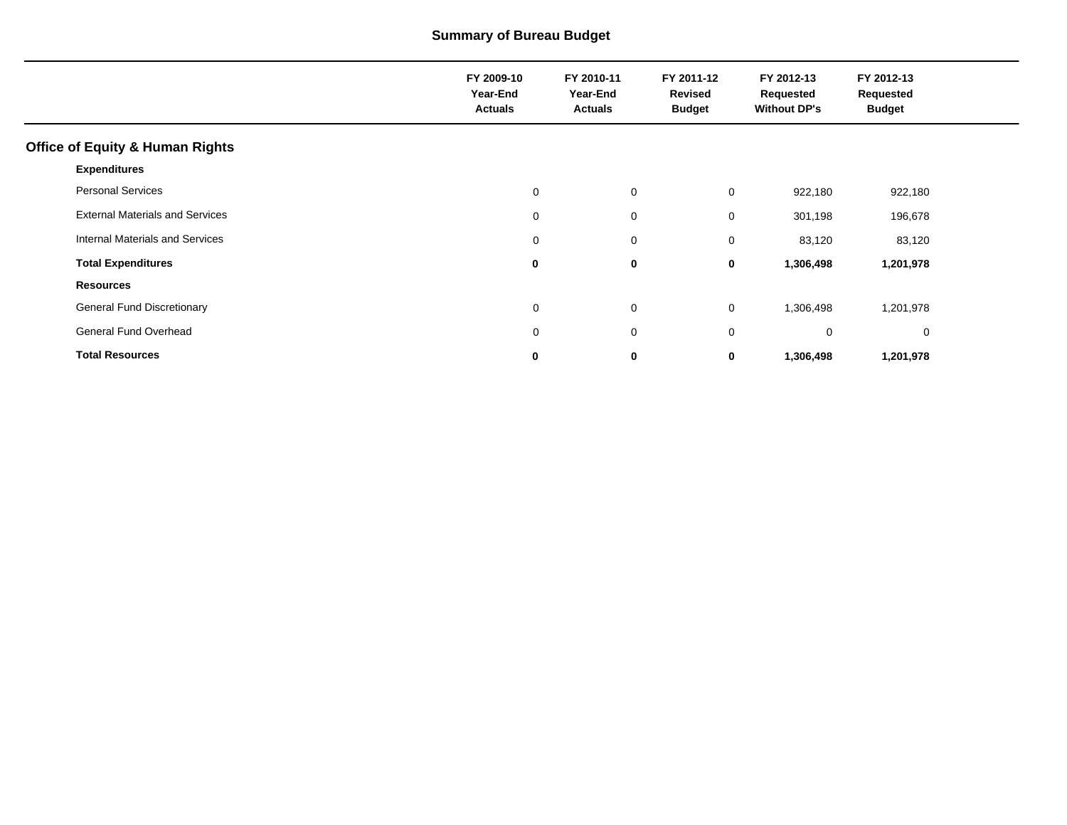## Summary of Bureau Budget

| | FY 2009-10 Year-End Actuals | FY 2010-11 Year-End Actuals | FY 2011-12 Revised Budget | FY 2012-13 Requested Without DP's | FY 2012-13 Requested Budget |
|---|---|---|---|---|---|
| **Office of Equity & Human Rights** | | | | | |
| **Expenditures** | | | | | |
| Personal Services | 0 | 0 | 0 | 922,180 | 922,180 |
| External Materials and Services | 0 | 0 | 0 | 301,198 | 196,678 |
| Internal Materials and Services | 0 | 0 | 0 | 83,120 | 83,120 |
| **Total Expenditures** | **0** | **0** | **0** | **1,306,498** | **1,201,978** |
| **Resources** | | | | | |
| General Fund Discretionary | 0 | 0 | 0 | 1,306,498 | 1,201,978 |
| General Fund Overhead | 0 | 0 | 0 | 0 | 0 |
| **Total Resources** | **0** | **0** | **0** | **1,306,498** | **1,201,978** |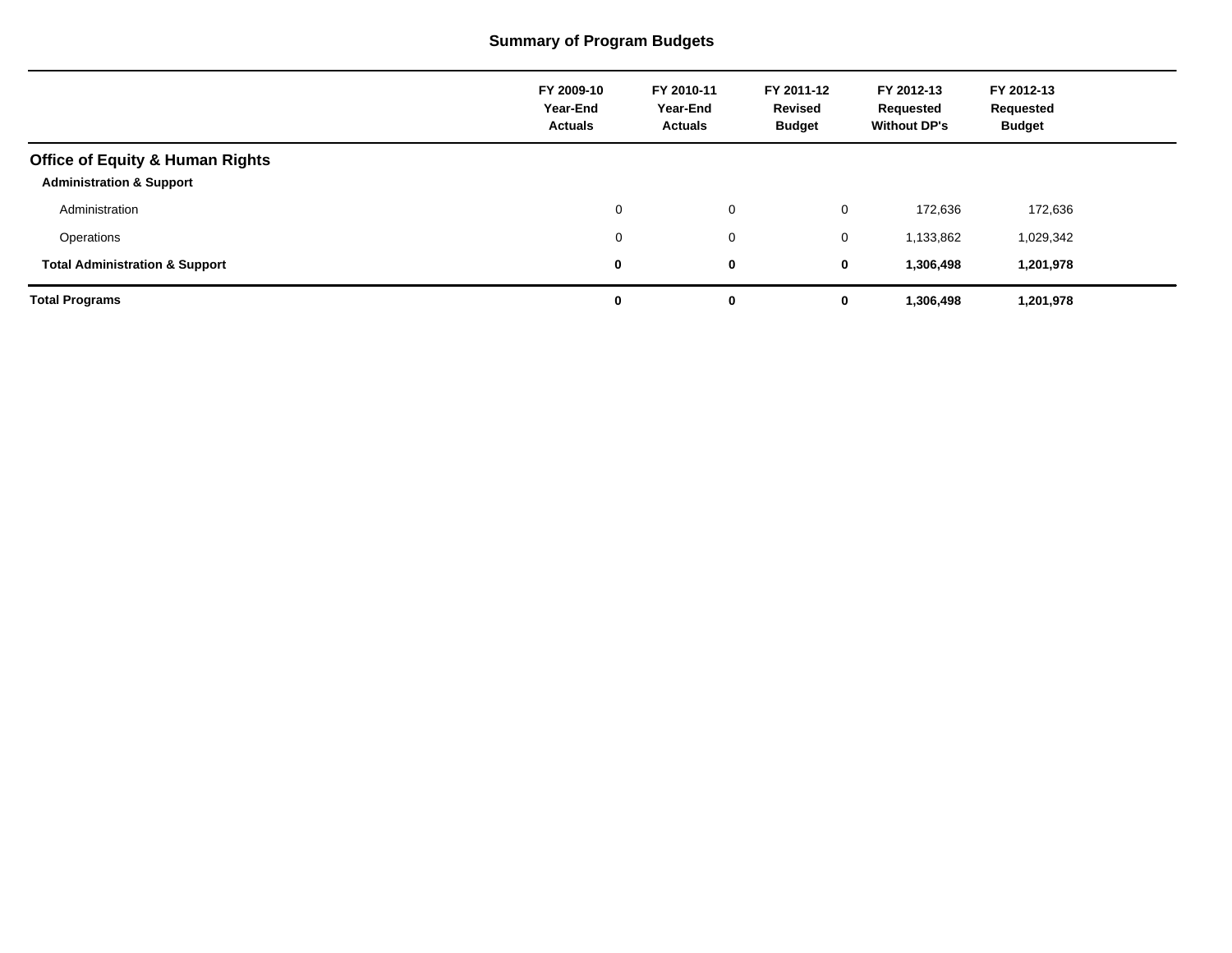## Summary of Program Budgets

| | FY 2009-10 Year-End Actuals | FY 2010-11 Year-End Actuals | FY 2011-12 Revised Budget | FY 2012-13 Requested Without DP's | FY 2012-13 Requested Budget |
|---|---|---|---|---|---|
| **Office of Equity & Human Rights** | | | | | |
| **Administration & Support** | | | | | |
| Administration | 0 | 0 | 0 | 172,636 | 172,636 |
| Operations | 0 | 0 | 0 | 1,133,862 | 1,029,342 |
| **Total Administration & Support** | **0** | **0** | **0** | **1,306,498** | **1,201,978** |
| **Total Programs** | **0** | **0** | **0** | **1,306,498** | **1,201,978** |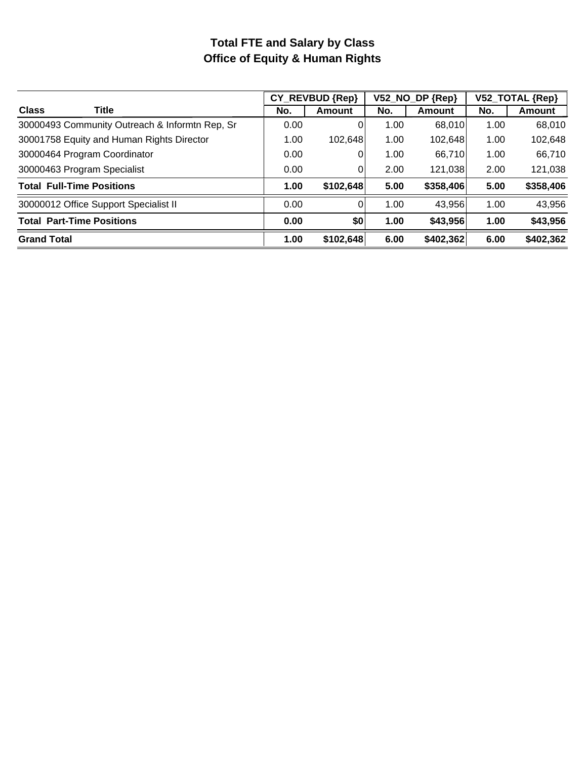# Total FTE and Salary by Class
## Office of Equity & Human Rights

| Class | Title | CY_REVBUD {Rep} | | V52_NO_DP {Rep} | | V52_TOTAL {Rep} | |
|---|---|---|---|---|---|---|---|
| | | No. | Amount | No. | Amount | No. | Amount |
| 30000493 | Community Outreach & Informtn Rep, Sr | 0.00 | 0 | 1.00 | 68,010 | 1.00 | 68,010 |
| 30001758 | Equity and Human Rights Director | 1.00 | 102,648 | 1.00 | 102,648 | 1.00 | 102,648 |
| 30000464 | Program Coordinator | 0.00 | 0 | 1.00 | 66,710 | 1.00 | 66,710 |
| 30000463 | Program Specialist | 0.00 | 0 | 2.00 | 121,038 | 2.00 | 121,038 |
| **Total Full-Time Positions** | | **1.00** | **$102,648** | **5.00** | **$358,406** | **5.00** | **$358,406** |
| 30000012 | Office Support Specialist II | 0.00 | 0 | 1.00 | 43,956 | 1.00 | 43,956 |
| **Total Part-Time Positions** | | **0.00** | **$0** | **1.00** | **$43,956** | **1.00** | **$43,956** |
| **Grand Total** | | **1.00** | **$102,648** | **6.00** | **$402,362** | **6.00** | **$402,362** |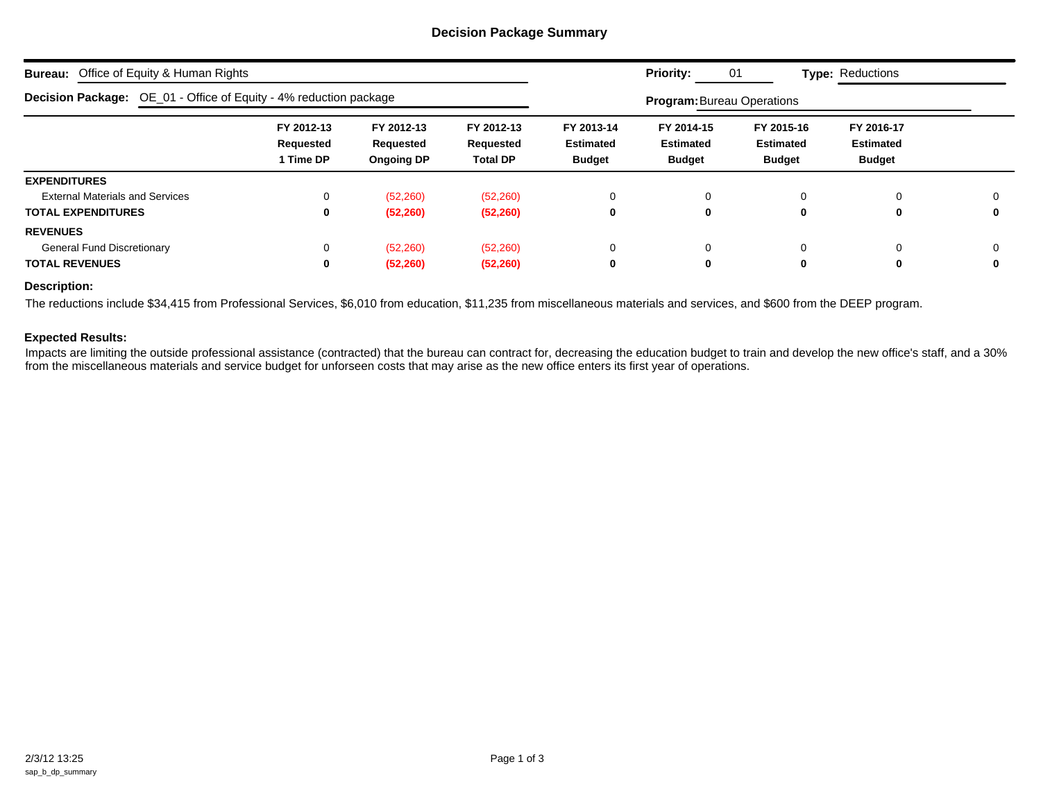## Decision Package Summary

**Bureau:** Office of Equity & Human Rights **Priority:** 01 **Type:** Reductions

**Decision Package:** OE_01 - Office of Equity - 4% reduction package **Program:** Bureau Operations

| | FY 2012-13 Requested 1 Time DP | FY 2012-13 Requested Ongoing DP | FY 2012-13 Requested Total DP | FY 2013-14 Estimated Budget | FY 2014-15 Estimated Budget | FY 2015-16 Estimated Budget | FY 2016-17 Estimated Budget | |
|---|---|---|---|---|---|---|---|---|
| **EXPENDITURES** | | | | | | | | |
| External Materials and Services | 0 | (52,260) | (52,260) | 0 | 0 | 0 | 0 | 0 |
| **TOTAL EXPENDITURES** | **0** | **(52,260)** | **(52,260)** | **0** | **0** | **0** | **0** | **0** |
| **REVENUES** | | | | | | | | |
| General Fund Discretionary | 0 | (52,260) | (52,260) | 0 | 0 | 0 | 0 | 0 |
| **TOTAL REVENUES** | **0** | **(52,260)** | **(52,260)** | **0** | **0** | **0** | **0** | **0** |

**Description:**

The reductions include $34,415 from Professional Services, $6,010 from education, $11,235 from miscellaneous materials and services, and $600 from the DEEP program.

**Expected Results:**

Impacts are limiting the outside professional assistance (contracted) that the bureau can contract for, decreasing the education budget to train and develop the new office's staff, and a 30% from the miscellaneous materials and service budget for unforseen costs that may arise as the new office enters its first year of operations.

2/3/12 13:25
sap_b_dp_summary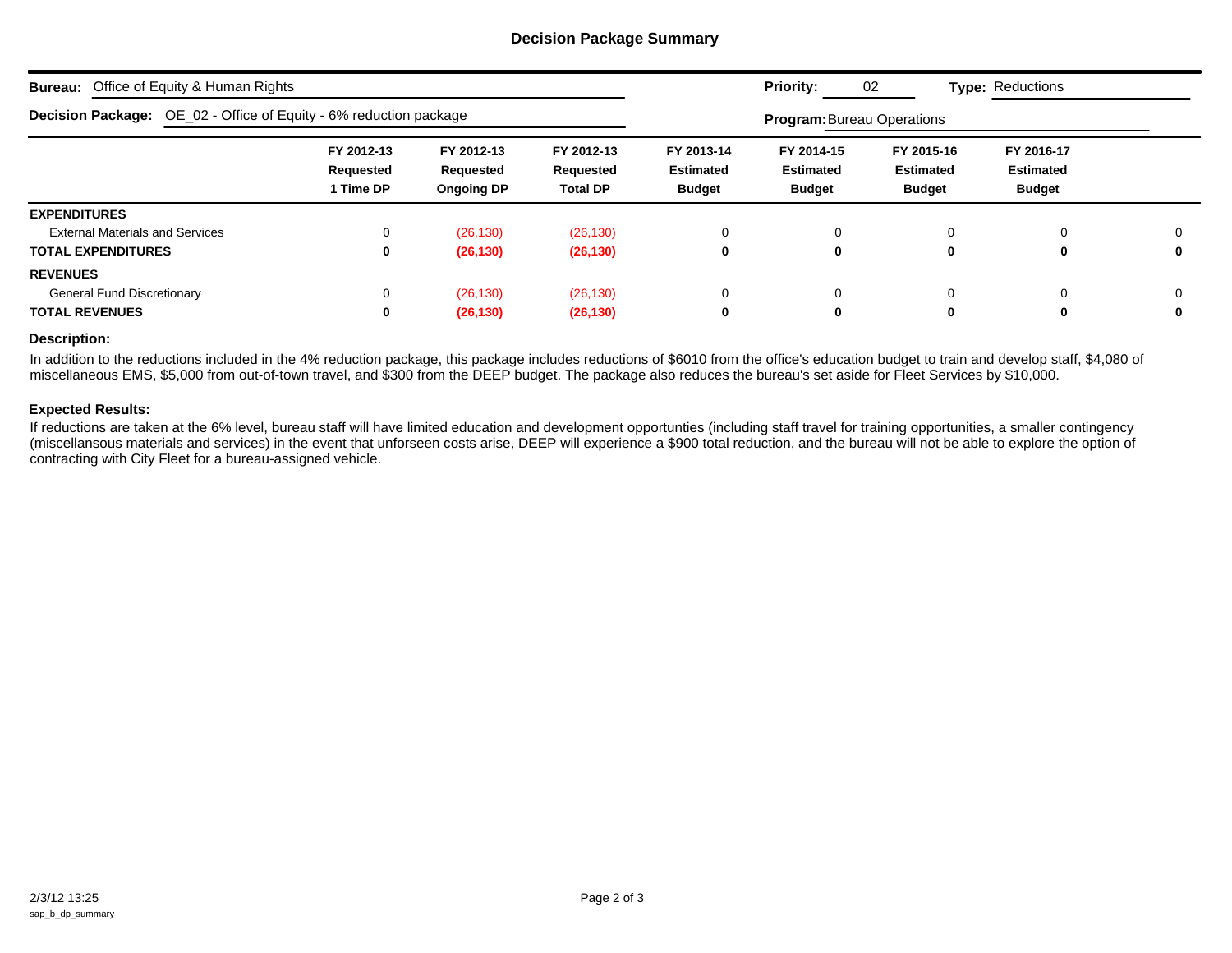## Decision Package Summary

**Bureau:** Office of Equity & Human Rights  **Priority:** 02  **Type:** Reductions

**Decision Package:** OE_02 - Office of Equity - 6% reduction package  **Program:** Bureau Operations

| | FY 2012-13 Requested 1 Time DP | FY 2012-13 Requested Ongoing DP | FY 2012-13 Requested Total DP | FY 2013-14 Estimated Budget | FY 2014-15 Estimated Budget | FY 2015-16 Estimated Budget | FY 2016-17 Estimated Budget | |
|---|---|---|---|---|---|---|---|---|
| **EXPENDITURES** | | | | | | | | |
| External Materials and Services | 0 | (26,130) | (26,130) | 0 | 0 | 0 | 0 | 0 |
| **TOTAL EXPENDITURES** | **0** | **(26,130)** | **(26,130)** | **0** | **0** | **0** | **0** | **0** |
| **REVENUES** | | | | | | | | |
| General Fund Discretionary | 0 | (26,130) | (26,130) | 0 | 0 | 0 | 0 | 0 |
| **TOTAL REVENUES** | **0** | **(26,130)** | **(26,130)** | **0** | **0** | **0** | **0** | **0** |

**Description:**

In addition to the reductions included in the 4% reduction package, this package includes reductions of $6010 from the office's education budget to train and develop staff, $4,080 of miscellaneous EMS, $5,000 from out-of-town travel, and $300 from the DEEP budget. The package also reduces the bureau's set aside for Fleet Services by $10,000.

**Expected Results:**

If reductions are taken at the 6% level, bureau staff will have limited education and development opportunties (including staff travel for training opportunities, a smaller contingency (miscellansous materials and services) in the event that unforseen costs arise, DEEP will experience a $900 total reduction, and the bureau will not be able to explore the option of contracting with City Fleet for a bureau-assigned vehicle.

2/3/12 13:25
sap_b_dp_summary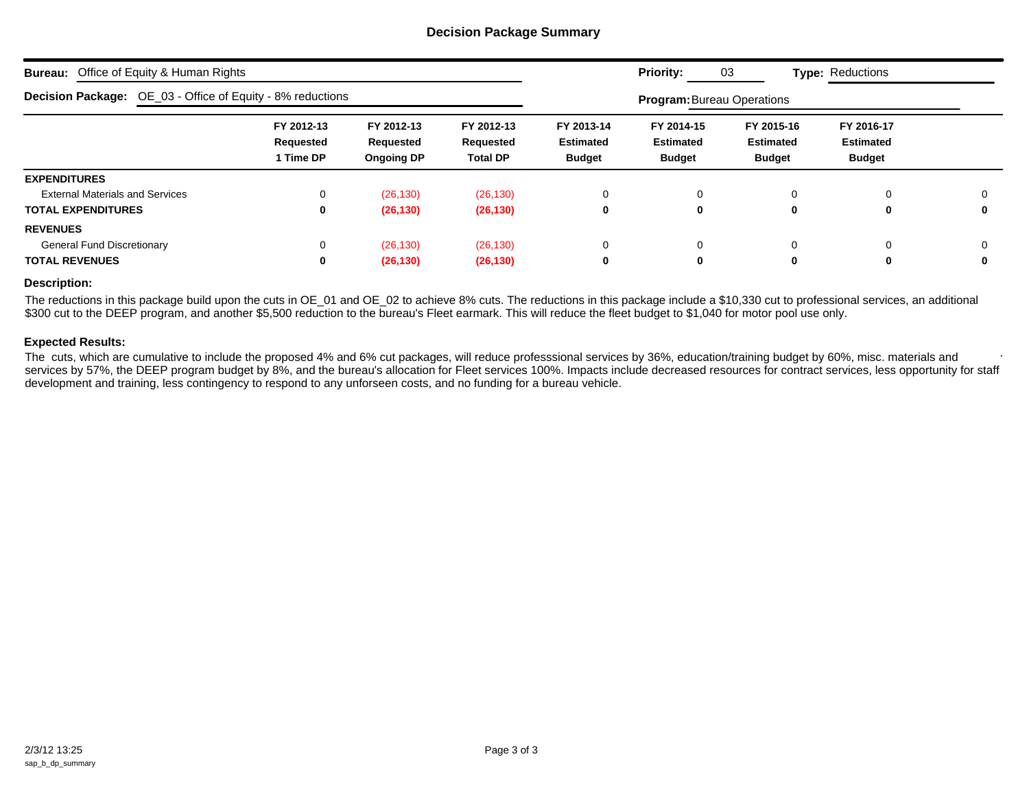# Decision Package Summary

**Bureau:** Office of Equity & Human Rights  **Priority:** 03  **Type:** Reductions

**Decision Package:** OE_03 - Office of Equity - 8% reductions  **Program:** Bureau Operations

| | FY 2012-13 Requested 1 Time DP | FY 2012-13 Requested Ongoing DP | FY 2012-13 Requested Total DP | FY 2013-14 Estimated Budget | FY 2014-15 Estimated Budget | FY 2015-16 Estimated Budget | FY 2016-17 Estimated Budget | |
|---|---|---|---|---|---|---|---|---|
| **EXPENDITURES** | | | | | | | | |
| External Materials and Services | 0 | (26,130) | (26,130) | 0 | 0 | 0 | 0 | 0 |
| **TOTAL EXPENDITURES** | **0** | **(26,130)** | **(26,130)** | **0** | **0** | **0** | **0** | **0** |
| **REVENUES** | | | | | | | | |
| General Fund Discretionary | 0 | (26,130) | (26,130) | 0 | 0 | 0 | 0 | 0 |
| **TOTAL REVENUES** | **0** | **(26,130)** | **(26,130)** | **0** | **0** | **0** | **0** | **0** |

**Description:**

The reductions in this package build upon the cuts in OE_01 and OE_02 to achieve 8% cuts. The reductions in this package include a $10,330 cut to professional services, an additional $300 cut to the DEEP program, and another $5,500 reduction to the bureau's Fleet earmark. This will reduce the fleet budget to $1,040 for motor pool use only.

**Expected Results:**

The cuts, which are cumulative to include the proposed 4% and 6% cut packages, will reduce professsional services by 36%, education/training budget by 60%, misc. materials and services by 57%, the DEEP program budget by 8%, and the bureau's allocation for Fleet services 100%. Impacts include decreased resources for contract services, less opportunity for staff development and training, less contingency to respond to any unforseen costs, and no funding for a bureau vehicle.

2/3/12 13:25
sap_b_dp_summary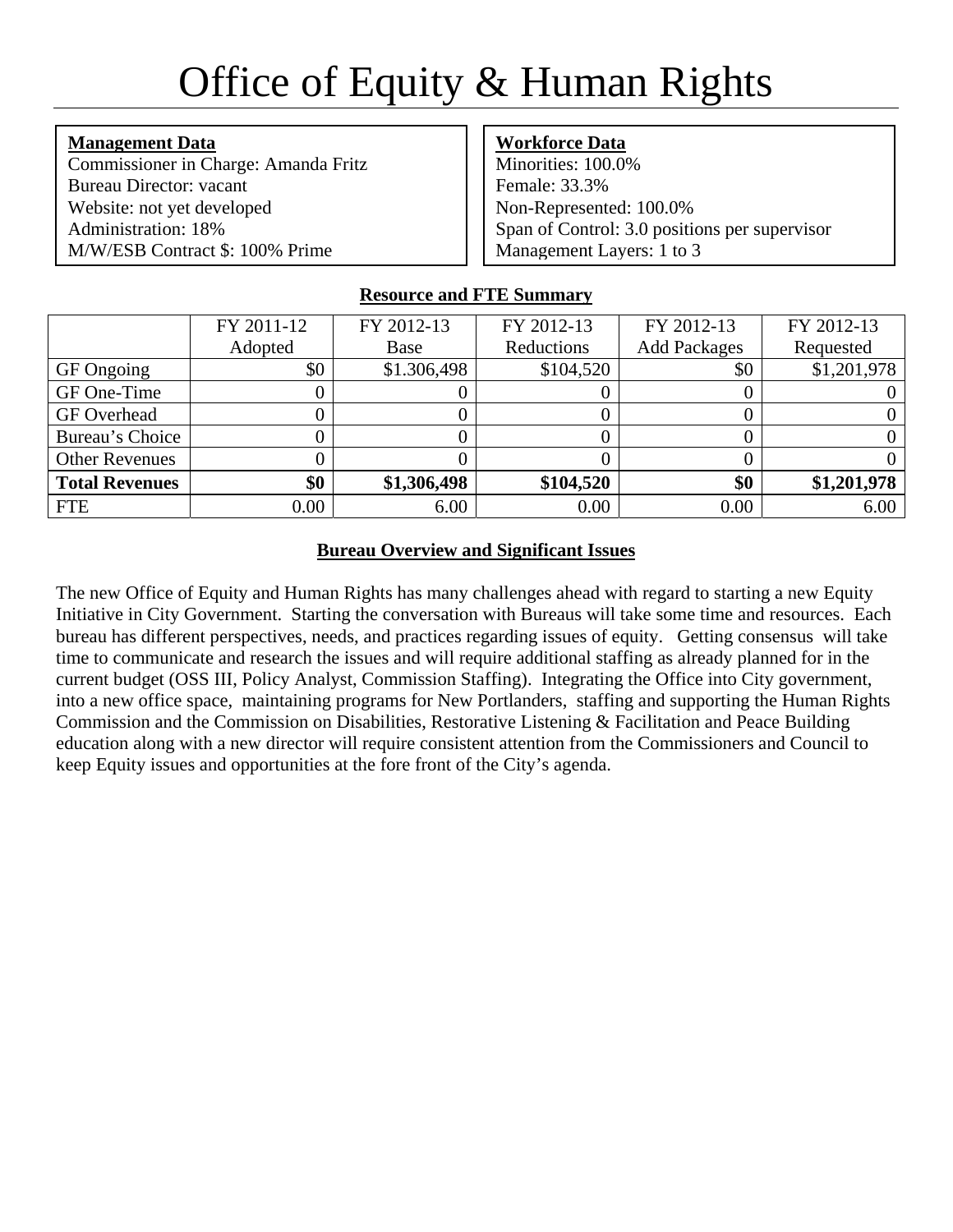# Office of Equity & Human Rights

**Management Data**
Commissioner in Charge: Amanda Fritz
Bureau Director: vacant
Website: not yet developed
Administration: 18%
M/W/ESB Contract $: 100% Prime

**Workforce Data**
Minorities: 100.0%
Female: 33.3%
Non-Represented: 100.0%
Span of Control: 3.0 positions per supervisor
Management Layers: 1 to 3

**Resource and FTE Summary**

| | FY 2011-12 Adopted | FY 2012-13 Base | FY 2012-13 Reductions | FY 2012-13 Add Packages | FY 2012-13 Requested |
|---|---|---|---|---|---|
| GF Ongoing | $0 | $1.306,498 | $104,520 | $0 | $1,201,978 |
| GF One-Time | 0 | 0 | 0 | 0 | 0 |
| GF Overhead | 0 | 0 | 0 | 0 | 0 |
| Bureau's Choice | 0 | 0 | 0 | 0 | 0 |
| Other Revenues | 0 | 0 | 0 | 0 | 0 |
| **Total Revenues** | **$0** | **$1,306,498** | **$104,520** | **$0** | **$1,201,978** |
| FTE | 0.00 | 6.00 | 0.00 | 0.00 | 6.00 |

**Bureau Overview and Significant Issues**

The new Office of Equity and Human Rights has many challenges ahead with regard to starting a new Equity Initiative in City Government. Starting the conversation with Bureaus will take some time and resources. Each bureau has different perspectives, needs, and practices regarding issues of equity. Getting consensus will take time to communicate and research the issues and will require additional staffing as already planned for in the current budget (OSS III, Policy Analyst, Commission Staffing). Integrating the Office into City government, into a new office space, maintaining programs for New Portlanders, staffing and supporting the Human Rights Commission and the Commission on Disabilities, Restorative Listening & Facilitation and Peace Building education along with a new director will require consistent attention from the Commissioners and Council to keep Equity issues and opportunities at the fore front of the City's agenda.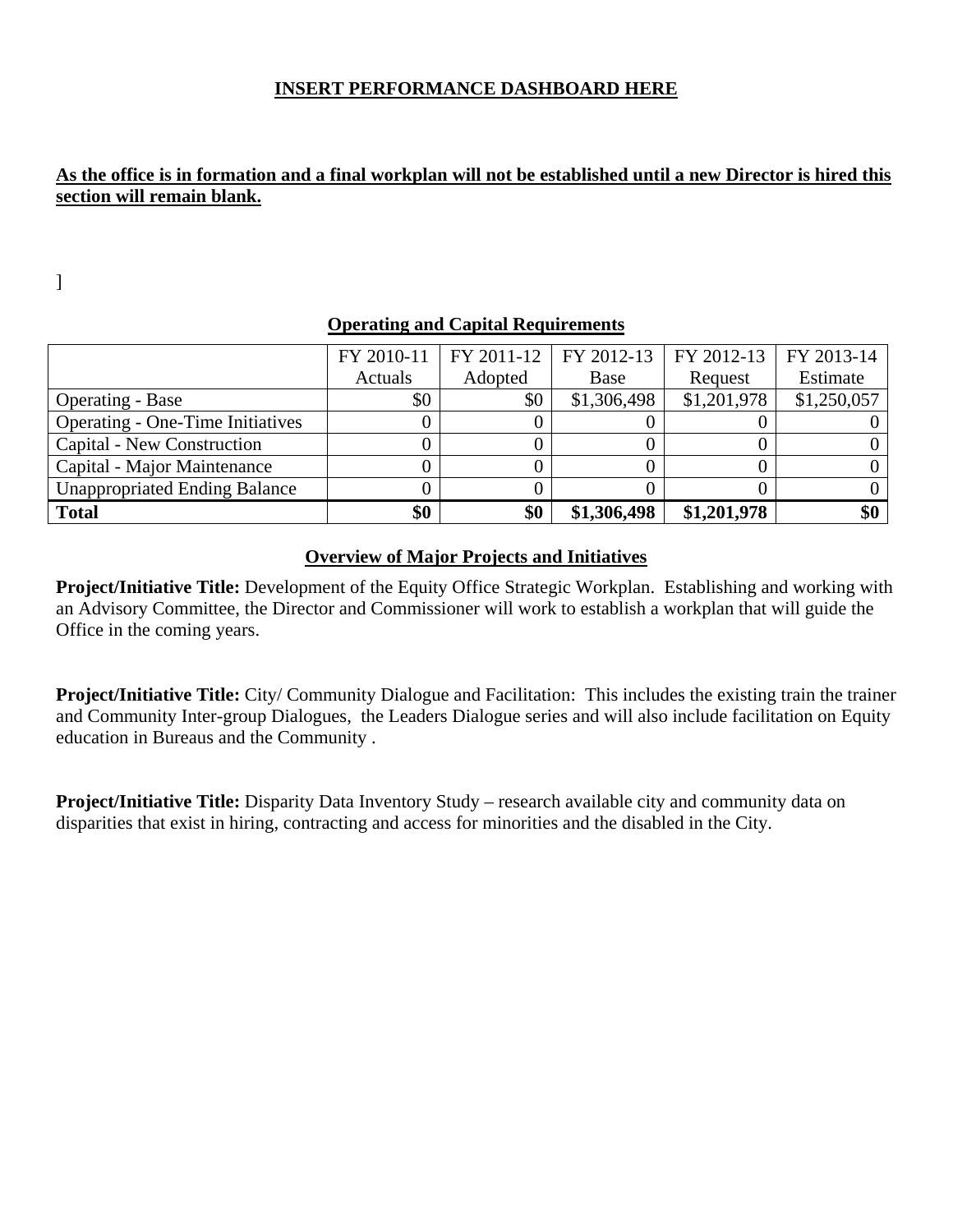**INSERT PERFORMANCE DASHBOARD HERE**

**As the office is in formation and a final workplan will not be established until a new Director is hired this section will remain blank.**

]

**Operating and Capital Requirements**

| | FY 2010-11 Actuals | FY 2011-12 Adopted | FY 2012-13 Base | FY 2012-13 Request | FY 2013-14 Estimate |
|---|---|---|---|---|---|
| Operating - Base | $0 | $0 | $1,306,498 | $1,201,978 | $1,250,057 |
| Operating - One-Time Initiatives | 0 | 0 | 0 | 0 | 0 |
| Capital - New Construction | 0 | 0 | 0 | 0 | 0 |
| Capital - Major Maintenance | 0 | 0 | 0 | 0 | 0 |
| Unappropriated Ending Balance | 0 | 0 | 0 | 0 | 0 |
| **Total** | **$0** | **$0** | **$1,306,498** | **$1,201,978** | **$0** |

**Overview of Major Projects and Initiatives**

**Project/Initiative Title:** Development of the Equity Office Strategic Workplan. Establishing and working with an Advisory Committee, the Director and Commissioner will work to establish a workplan that will guide the Office in the coming years.

**Project/Initiative Title:** City/ Community Dialogue and Facilitation: This includes the existing train the trainer and Community Inter-group Dialogues, the Leaders Dialogue series and will also include facilitation on Equity education in Bureaus and the Community .

**Project/Initiative Title:** Disparity Data Inventory Study – research available city and community data on disparities that exist in hiring, contracting and access for minorities and the disabled in the City.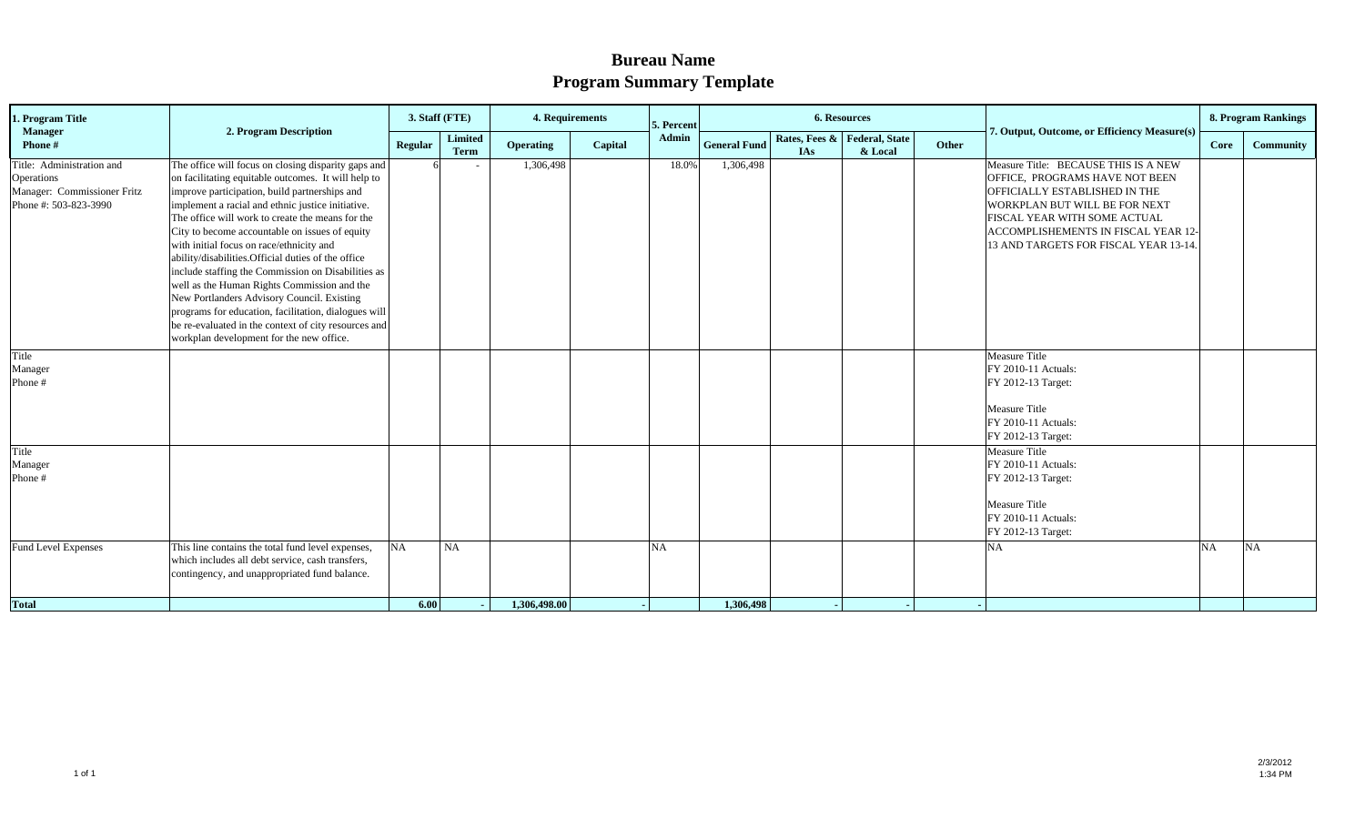# Bureau Name
# Program Summary Template

| 1. Program Title Manager Phone # | 2. Program Description | 3. Staff (FTE) | | 4. Requirements | | 5. Percent Admin | 6. Resources | | | | 7. Output, Outcome, or Efficiency Measure(s) | 8. Program Rankings | |
|---|---|---|---|---|---|---|---|---|---|---|---|---|---|
| | | Regular | Limited Term | Operating | Capital | | General Fund | Rates, Fees & IAs | Federal, State & Local | Other | | Core | Community |
| Title: Administration and Operations<br>Manager: Commissioner Fritz<br>Phone #: 503-823-3990 | The office will focus on closing disparity gaps and on facilitating equitable outcomes. It will help to improve participation, build partnerships and implement a racial and ethnic justice initiative. The office will work to create the means for the City to become accountable on issues of equity with initial focus on race/ethnicity and ability/disabilities.Official duties of the office include staffing the Commission on Disabilities as well as the Human Rights Commission and the New Portlanders Advisory Council. Existing programs for education, facilitation, dialogues will be re-evaluated in the context of city resources and workplan development for the new office. | 6 | - | 1,306,498 | | 18.0% | 1,306,498 | | | | Measure Title: BECAUSE THIS IS A NEW OFFICE, PROGRAMS HAVE NOT BEEN OFFICIALLY ESTABLISHED IN THE WORKPLAN BUT WILL BE FOR NEXT FISCAL YEAR WITH SOME ACTUAL ACCOMPLISHEMENTS IN FISCAL YEAR 12-13 AND TARGETS FOR FISCAL YEAR 13-14. | | |
| Title<br>Manager<br>Phone # | | | | | | | | | | | Measure Title<br>FY 2010-11 Actuals:<br>FY 2012-13 Target:<br><br>Measure Title<br>FY 2010-11 Actuals:<br>FY 2012-13 Target: | | |
| Title<br>Manager<br>Phone # | | | | | | | | | | | Measure Title<br>FY 2010-11 Actuals:<br>FY 2012-13 Target:<br><br>Measure Title<br>FY 2010-11 Actuals:<br>FY 2012-13 Target: | | |
| Fund Level Expenses | This line contains the total fund level expenses, which includes all debt service, cash transfers, contingency, and unappropriated fund balance. | NA | NA | | | NA | | | | | NA | NA | NA |
| **Total** | | **6.00** | **-** | **1,306,498.00** | **-** | | **1,306,498** | **-** | **-** | **-** | | | |

2/3/2012
1:34 PM